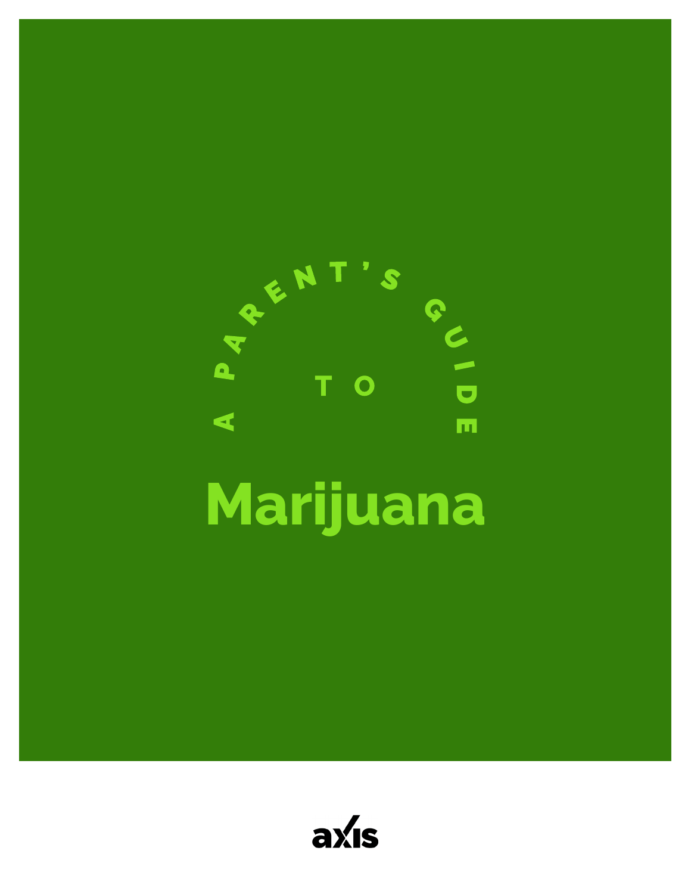# A Parent's Guide to Marijuana

axis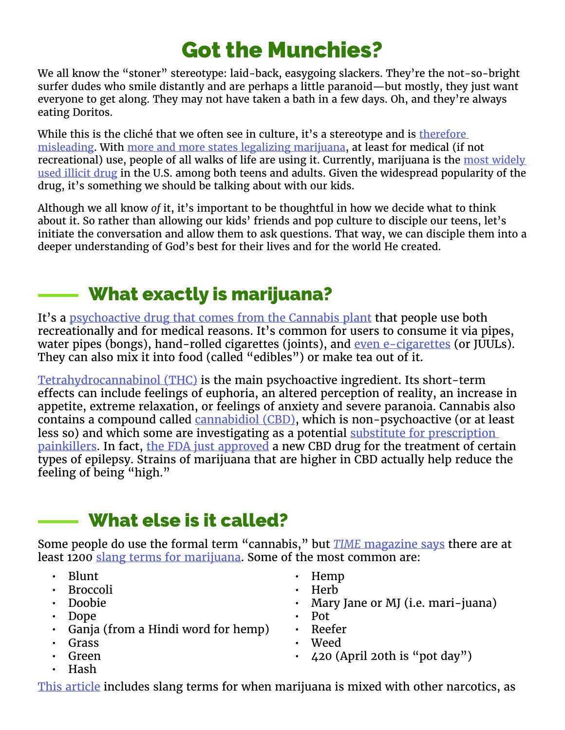# Got the Munchies?

We all know the "stoner" stereotype: laid-back, easygoing slackers. They're the not-so-bright surfer dudes who smile distantly and are perhaps a little paranoid—but mostly, they just want everyone to get along. They may not have taken a bath in a few days. Oh, and they're always eating Doritos.

While this is the cliché that we often see in culture, it's a stereotype and is therefore misleading. With more and more states legalizing marijuana, at least for medical (if not recreational) use, people of all walks of life are using it. Currently, marijuana is the most widely used illicit drug in the U.S. among both teens and adults. Given the widespread popularity of the drug, it's something we should be talking about with our kids.

Although we all know *of* it, it's important to be thoughtful in how we decide what to think about it. So rather than allowing our kids' friends and pop culture to disciple our teens, let's initiate the conversation and allow them to ask questions. That way, we can disciple them into a deeper understanding of God's best for their lives and for the world He created.

## What exactly is marijuana?

It's a psychoactive drug that comes from the Cannabis plant that people use both recreationally and for medical reasons. It's common for users to consume it via pipes, water pipes (bongs), hand-rolled cigarettes (joints), and even e-cigarettes (or JUULs). They can also mix it into food (called "edibles") or make tea out of it.

Tetrahydrocannabinol (THC) is the main psychoactive ingredient. Its short-term effects can include feelings of euphoria, an altered perception of reality, an increase in appetite, extreme relaxation, or feelings of anxiety and severe paranoia. Cannabis also contains a compound called cannabidiol (CBD), which is non-psychoactive (or at least less so) and which some are investigating as a potential substitute for prescription painkillers. In fact, the FDA just approved a new CBD drug for the treatment of certain types of epilepsy. Strains of marijuana that are higher in CBD actually help reduce the feeling of being "high."

## What else is it called?

Some people do use the formal term "cannabis," but *TIME* magazine says there are at least 1200 slang terms for marijuana. Some of the most common are:

- Blunt
- Broccoli
- Doobie
- Dope
- Ganja (from a Hindi word for hemp)
- Grass
- Green
- Hash
- Hemp
- Herb
- Mary Jane or MJ (i.e. mari-juana)
- Pot
- Reefer
- Weed
- 420 (April 20th is "pot day")

This article includes slang terms for when marijuana is mixed with other narcotics, as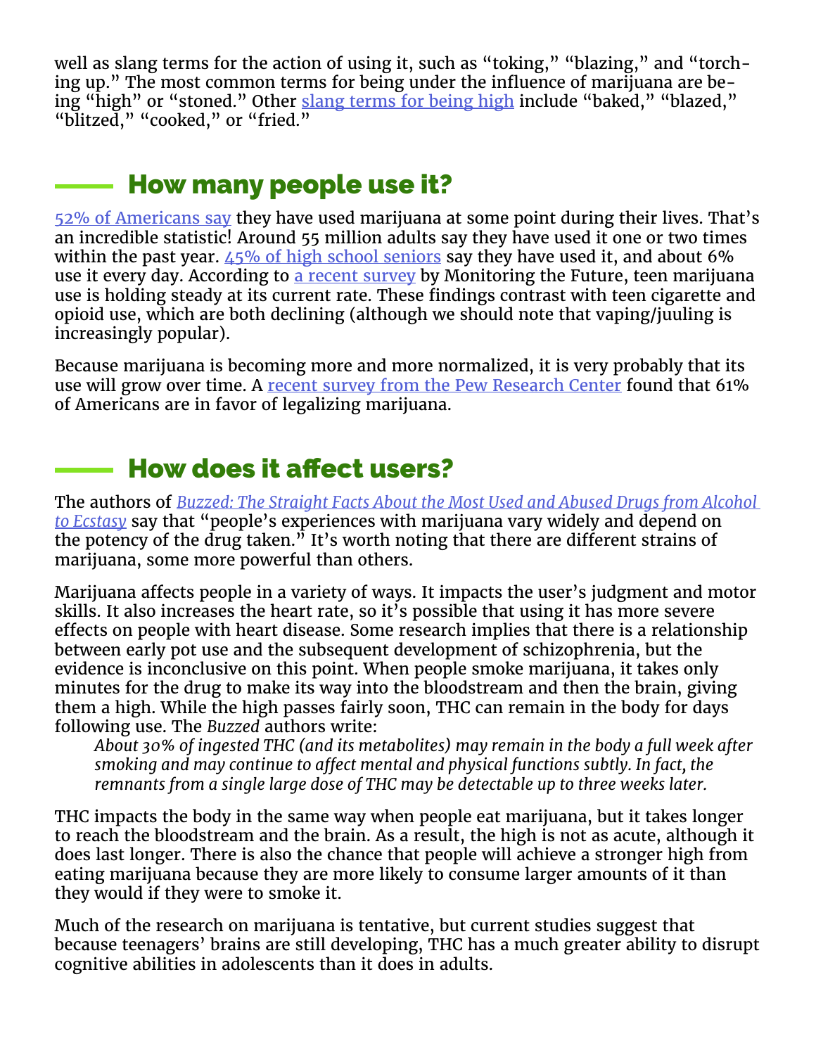well as slang terms for the action of using it, such as "toking," "blazing," and "torching up." The most common terms for being under the influence of marijuana are being "high" or "stoned." Other slang terms for being high include "baked," "blazed," "blitzed," "cooked," or "fried."

## How many people use it?

52% of Americans say they have used marijuana at some point during their lives. That's an incredible statistic! Around 55 million adults say they have used it one or two times within the past year. 45% of high school seniors say they have used it, and about 6% use it every day. According to a recent survey by Monitoring the Future, teen marijuana use is holding steady at its current rate. These findings contrast with teen cigarette and opioid use, which are both declining (although we should note that vaping/juuling is increasingly popular).

Because marijuana is becoming more and more normalized, it is very probably that its use will grow over time. A recent survey from the Pew Research Center found that 61% of Americans are in favor of legalizing marijuana.

## How does it affect users?

The authors of *Buzzed: The Straight Facts About the Most Used and Abused Drugs from Alcohol to Ecstasy* say that "people's experiences with marijuana vary widely and depend on the potency of the drug taken." It's worth noting that there are different strains of marijuana, some more powerful than others.

Marijuana affects people in a variety of ways. It impacts the user's judgment and motor skills. It also increases the heart rate, so it's possible that using it has more severe effects on people with heart disease. Some research implies that there is a relationship between early pot use and the subsequent development of schizophrenia, but the evidence is inconclusive on this point. When people smoke marijuana, it takes only minutes for the drug to make its way into the bloodstream and then the brain, giving them a high. While the high passes fairly soon, THC can remain in the body for days following use. The *Buzzed* authors write:

> *About 30% of ingested THC (and its metabolites) may remain in the body a full week after smoking and may continue to affect mental and physical functions subtly. In fact, the remnants from a single large dose of THC may be detectable up to three weeks later.*

THC impacts the body in the same way when people eat marijuana, but it takes longer to reach the bloodstream and the brain. As a result, the high is not as acute, although it does last longer. There is also the chance that people will achieve a stronger high from eating marijuana because they are more likely to consume larger amounts of it than they would if they were to smoke it.

Much of the research on marijuana is tentative, but current studies suggest that because teenagers' brains are still developing, THC has a much greater ability to disrupt cognitive abilities in adolescents than it does in adults.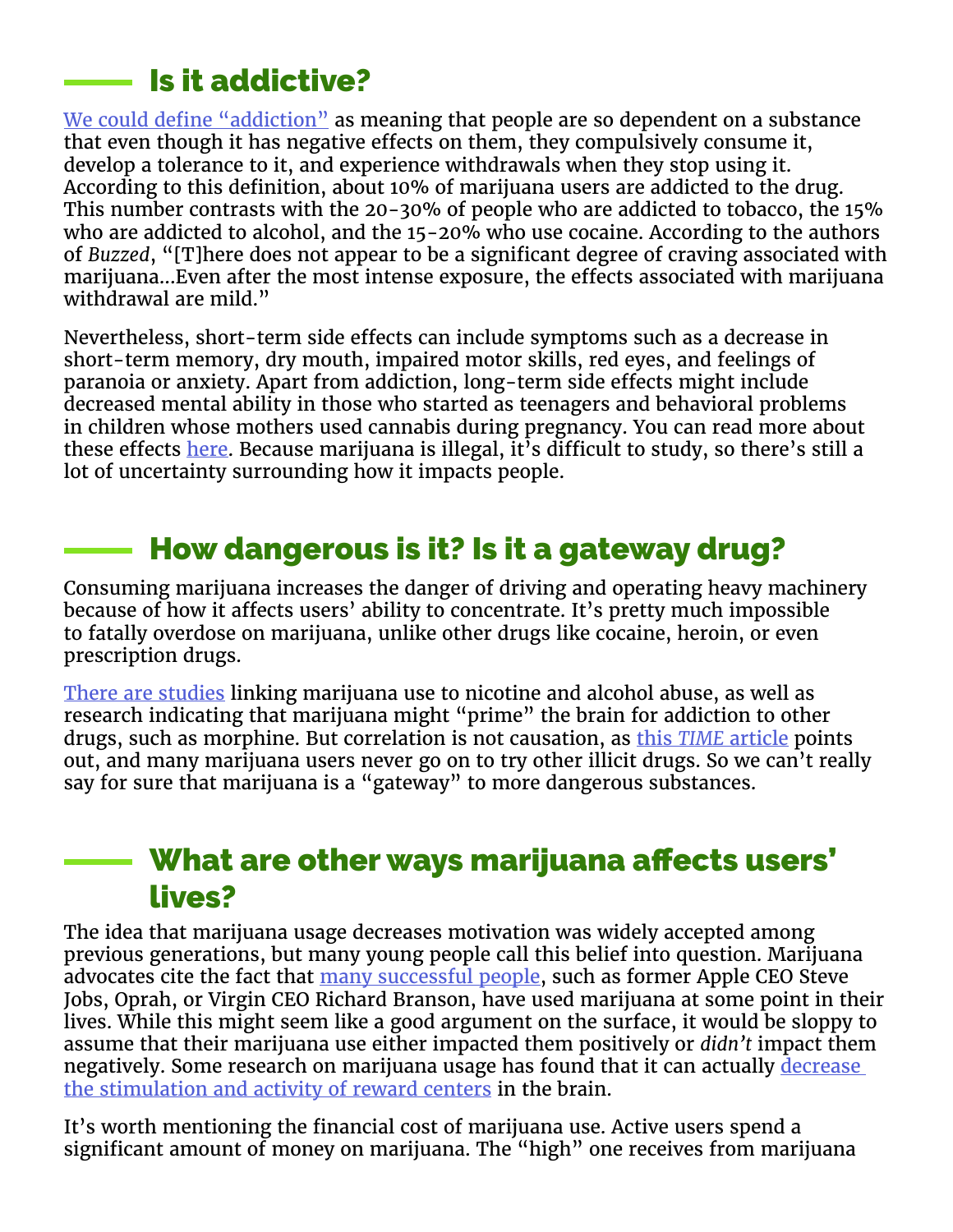## Is it addictive?

We could define "addiction" as meaning that people are so dependent on a substance that even though it has negative effects on them, they compulsively consume it, develop a tolerance to it, and experience withdrawals when they stop using it. According to this definition, about 10% of marijuana users are addicted to the drug. This number contrasts with the 20-30% of people who are addicted to tobacco, the 15% who are addicted to alcohol, and the 15-20% who use cocaine. According to the authors of *Buzzed*, "[T]here does not appear to be a significant degree of craving associated with marijuana...Even after the most intense exposure, the effects associated with marijuana withdrawal are mild."

Nevertheless, short-term side effects can include symptoms such as a decrease in short-term memory, dry mouth, impaired motor skills, red eyes, and feelings of paranoia or anxiety. Apart from addiction, long-term side effects might include decreased mental ability in those who started as teenagers and behavioral problems in children whose mothers used cannabis during pregnancy. You can read more about these effects here. Because marijuana is illegal, it's difficult to study, so there's still a lot of uncertainty surrounding how it impacts people.

## How dangerous is it? Is it a gateway drug?

Consuming marijuana increases the danger of driving and operating heavy machinery because of how it affects users' ability to concentrate. It's pretty much impossible to fatally overdose on marijuana, unlike other drugs like cocaine, heroin, or even prescription drugs.

There are studies linking marijuana use to nicotine and alcohol abuse, as well as research indicating that marijuana might "prime" the brain for addiction to other drugs, such as morphine. But correlation is not causation, as this *TIME* article points out, and many marijuana users never go on to try other illicit drugs. So we can't really say for sure that marijuana is a "gateway" to more dangerous substances.

## What are other ways marijuana affects users' lives?

The idea that marijuana usage decreases motivation was widely accepted among previous generations, but many young people call this belief into question. Marijuana advocates cite the fact that many successful people, such as former Apple CEO Steve Jobs, Oprah, or Virgin CEO Richard Branson, have used marijuana at some point in their lives. While this might seem like a good argument on the surface, it would be sloppy to assume that their marijuana use either impacted them positively or *didn't* impact them negatively. Some research on marijuana usage has found that it can actually decrease the stimulation and activity of reward centers in the brain.

It's worth mentioning the financial cost of marijuana use. Active users spend a significant amount of money on marijuana. The "high" one receives from marijuana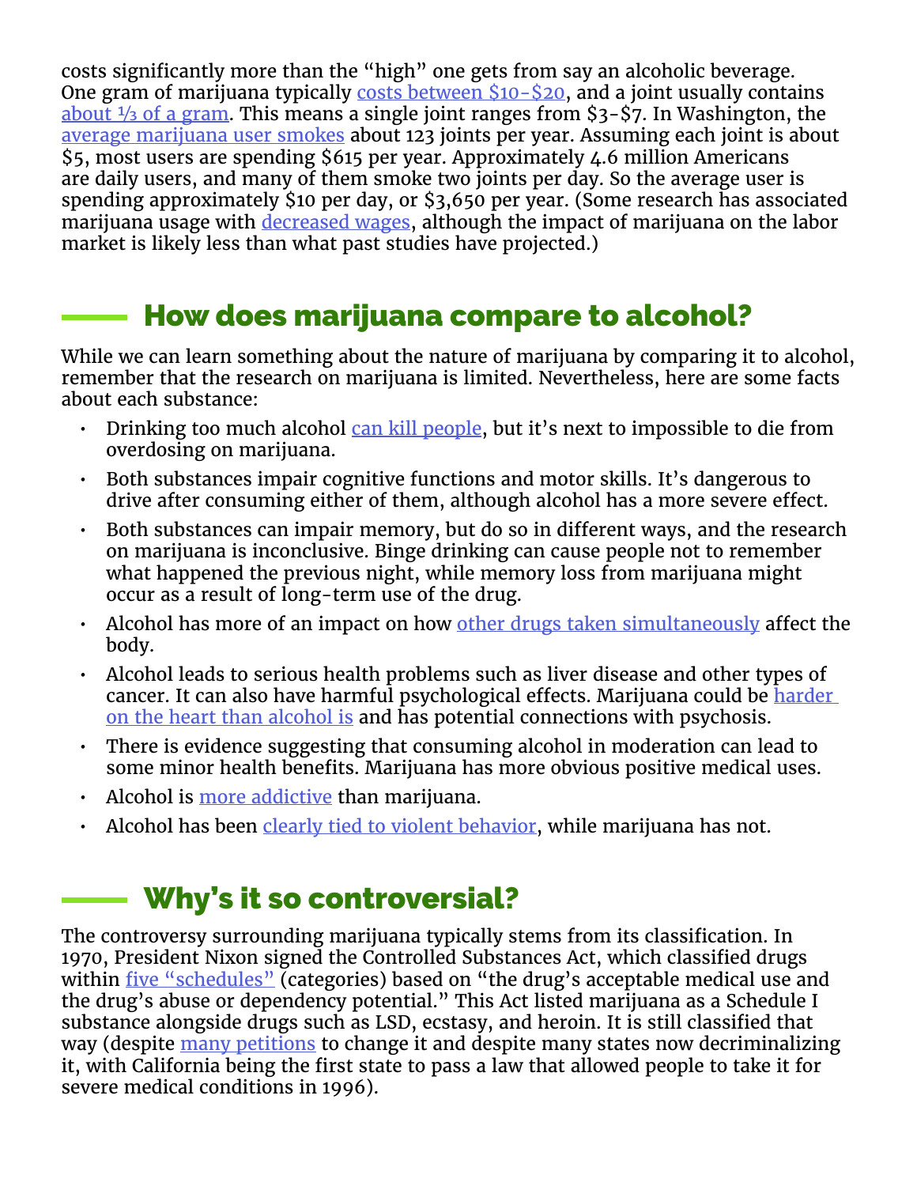costs significantly more than the "high" one gets from say an alcoholic beverage. One gram of marijuana typically costs between $10-$20, and a joint usually contains about ⅓ of a gram. This means a single joint ranges from $3-$7. In Washington, the average marijuana user smokes about 123 joints per year. Assuming each joint is about $5, most users are spending $615 per year. Approximately 4.6 million Americans are daily users, and many of them smoke two joints per day. So the average user is spending approximately $10 per day, or $3,650 per year. (Some research has associated marijuana usage with decreased wages, although the impact of marijuana on the labor market is likely less than what past studies have projected.)

## How does marijuana compare to alcohol?

While we can learn something about the nature of marijuana by comparing it to alcohol, remember that the research on marijuana is limited. Nevertheless, here are some facts about each substance:

- Drinking too much alcohol can kill people, but it's next to impossible to die from overdosing on marijuana.
- Both substances impair cognitive functions and motor skills. It's dangerous to drive after consuming either of them, although alcohol has a more severe effect.
- Both substances can impair memory, but do so in different ways, and the research on marijuana is inconclusive. Binge drinking can cause people not to remember what happened the previous night, while memory loss from marijuana might occur as a result of long-term use of the drug.
- Alcohol has more of an impact on how other drugs taken simultaneously affect the body.
- Alcohol leads to serious health problems such as liver disease and other types of cancer. It can also have harmful psychological effects. Marijuana could be harder on the heart than alcohol is and has potential connections with psychosis.
- There is evidence suggesting that consuming alcohol in moderation can lead to some minor health benefits. Marijuana has more obvious positive medical uses.
- Alcohol is more addictive than marijuana.
- Alcohol has been clearly tied to violent behavior, while marijuana has not.

## Why's it so controversial?

The controversy surrounding marijuana typically stems from its classification. In 1970, President Nixon signed the Controlled Substances Act, which classified drugs within five "schedules" (categories) based on "the drug's acceptable medical use and the drug's abuse or dependency potential." This Act listed marijuana as a Schedule I substance alongside drugs such as LSD, ecstasy, and heroin. It is still classified that way (despite many petitions to change it and despite many states now decriminalizing it, with California being the first state to pass a law that allowed people to take it for severe medical conditions in 1996).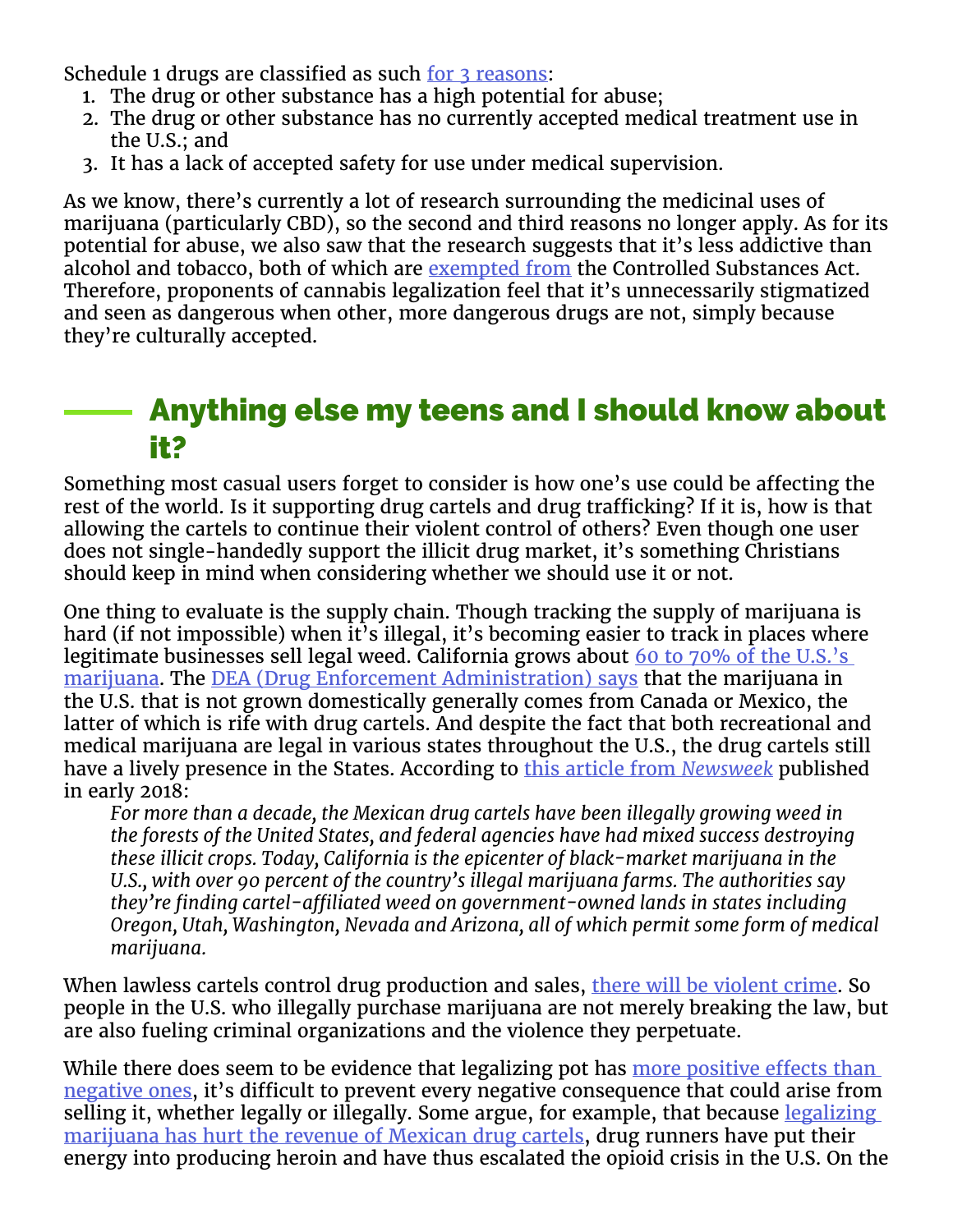Schedule 1 drugs are classified as such for 3 reasons:

1. The drug or other substance has a high potential for abuse;
2. The drug or other substance has no currently accepted medical treatment use in the U.S.; and
3. It has a lack of accepted safety for use under medical supervision.

As we know, there's currently a lot of research surrounding the medicinal uses of marijuana (particularly CBD), so the second and third reasons no longer apply. As for its potential for abuse, we also saw that the research suggests that it's less addictive than alcohol and tobacco, both of which are exempted from the Controlled Substances Act. Therefore, proponents of cannabis legalization feel that it's unnecessarily stigmatized and seen as dangerous when other, more dangerous drugs are not, simply because they're culturally accepted.

## Anything else my teens and I should know about it?

Something most casual users forget to consider is how one's use could be affecting the rest of the world. Is it supporting drug cartels and drug trafficking? If it is, how is that allowing the cartels to continue their violent control of others? Even though one user does not single-handedly support the illicit drug market, it's something Christians should keep in mind when considering whether we should use it or not.

One thing to evaluate is the supply chain. Though tracking the supply of marijuana is hard (if not impossible) when it's illegal, it's becoming easier to track in places where legitimate businesses sell legal weed. California grows about 60 to 70% of the U.S.'s marijuana. The DEA (Drug Enforcement Administration) says that the marijuana in the U.S. that is not grown domestically generally comes from Canada or Mexico, the latter of which is rife with drug cartels. And despite the fact that both recreational and medical marijuana are legal in various states throughout the U.S., the drug cartels still have a lively presence in the States. According to this article from *Newsweek* published in early 2018:

> *For more than a decade, the Mexican drug cartels have been illegally growing weed in the forests of the United States, and federal agencies have had mixed success destroying these illicit crops. Today, California is the epicenter of black-market marijuana in the U.S., with over 90 percent of the country's illegal marijuana farms. The authorities say they're finding cartel-affiliated weed on government-owned lands in states including Oregon, Utah, Washington, Nevada and Arizona, all of which permit some form of medical marijuana.*

When lawless cartels control drug production and sales, there will be violent crime. So people in the U.S. who illegally purchase marijuana are not merely breaking the law, but are also fueling criminal organizations and the violence they perpetuate.

While there does seem to be evidence that legalizing pot has more positive effects than negative ones, it's difficult to prevent every negative consequence that could arise from selling it, whether legally or illegally. Some argue, for example, that because legalizing marijuana has hurt the revenue of Mexican drug cartels, drug runners have put their energy into producing heroin and have thus escalated the opioid crisis in the U.S. On the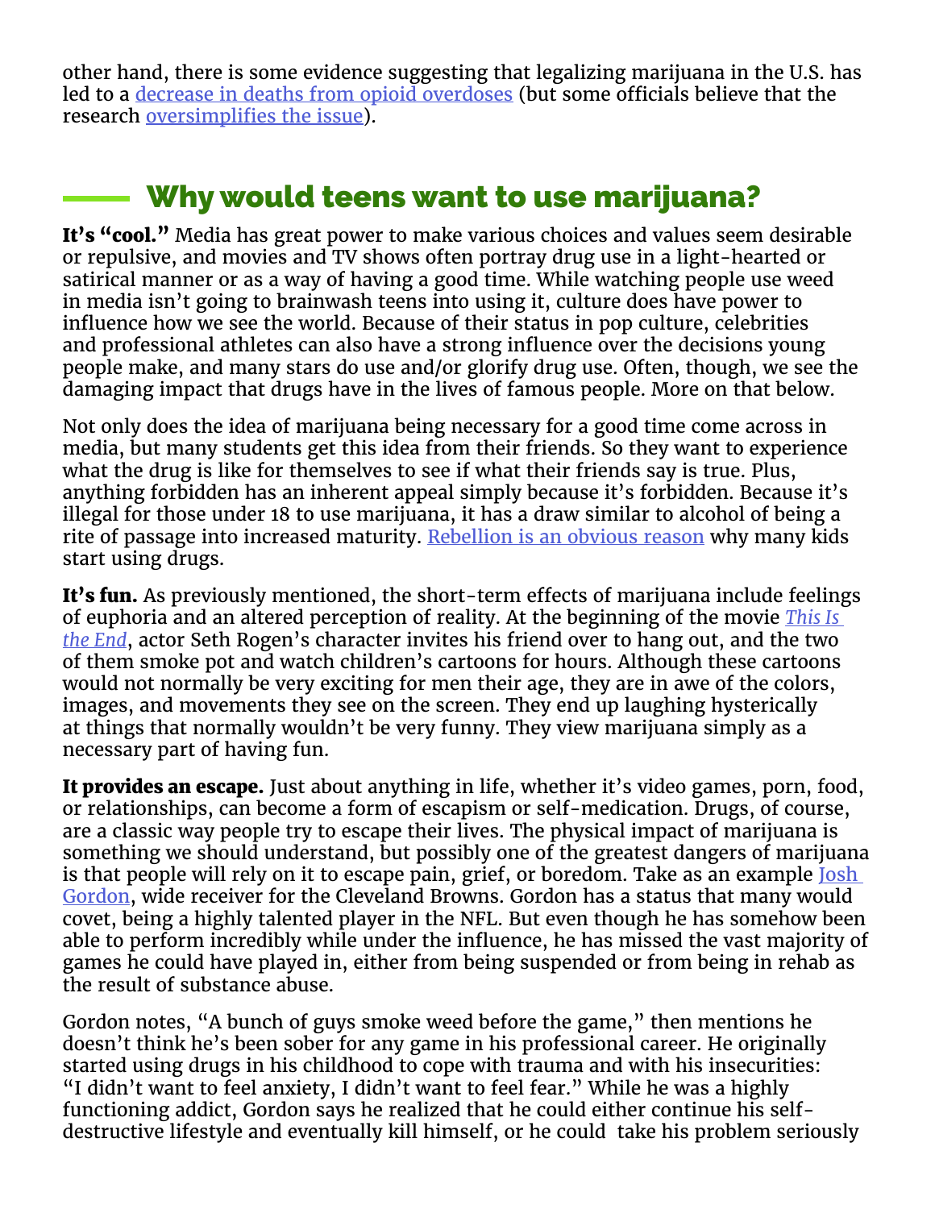other hand, there is some evidence suggesting that legalizing marijuana in the U.S. has led to a decrease in deaths from opioid overdoses (but some officials believe that the research oversimplifies the issue).

## Why would teens want to use marijuana?

**It's "cool."** Media has great power to make various choices and values seem desirable or repulsive, and movies and TV shows often portray drug use in a light-hearted or satirical manner or as a way of having a good time. While watching people use weed in media isn't going to brainwash teens into using it, culture does have power to influence how we see the world. Because of their status in pop culture, celebrities and professional athletes can also have a strong influence over the decisions young people make, and many stars do use and/or glorify drug use. Often, though, we see the damaging impact that drugs have in the lives of famous people. More on that below.

Not only does the idea of marijuana being necessary for a good time come across in media, but many students get this idea from their friends. So they want to experience what the drug is like for themselves to see if what their friends say is true. Plus, anything forbidden has an inherent appeal simply because it's forbidden. Because it's illegal for those under 18 to use marijuana, it has a draw similar to alcohol of being a rite of passage into increased maturity. Rebellion is an obvious reason why many kids start using drugs.

**It's fun.** As previously mentioned, the short-term effects of marijuana include feelings of euphoria and an altered perception of reality. At the beginning of the movie *This Is the End*, actor Seth Rogen's character invites his friend over to hang out, and the two of them smoke pot and watch children's cartoons for hours. Although these cartoons would not normally be very exciting for men their age, they are in awe of the colors, images, and movements they see on the screen. They end up laughing hysterically at things that normally wouldn't be very funny. They view marijuana simply as a necessary part of having fun.

**It provides an escape.** Just about anything in life, whether it's video games, porn, food, or relationships, can become a form of escapism or self-medication. Drugs, of course, are a classic way people try to escape their lives. The physical impact of marijuana is something we should understand, but possibly one of the greatest dangers of marijuana is that people will rely on it to escape pain, grief, or boredom. Take as an example Josh Gordon, wide receiver for the Cleveland Browns. Gordon has a status that many would covet, being a highly talented player in the NFL. But even though he has somehow been able to perform incredibly while under the influence, he has missed the vast majority of games he could have played in, either from being suspended or from being in rehab as the result of substance abuse.

Gordon notes, "A bunch of guys smoke weed before the game," then mentions he doesn't think he's been sober for any game in his professional career. He originally started using drugs in his childhood to cope with trauma and with his insecurities: "I didn't want to feel anxiety, I didn't want to feel fear." While he was a highly functioning addict, Gordon says he realized that he could either continue his self-destructive lifestyle and eventually kill himself, or he could take his problem seriously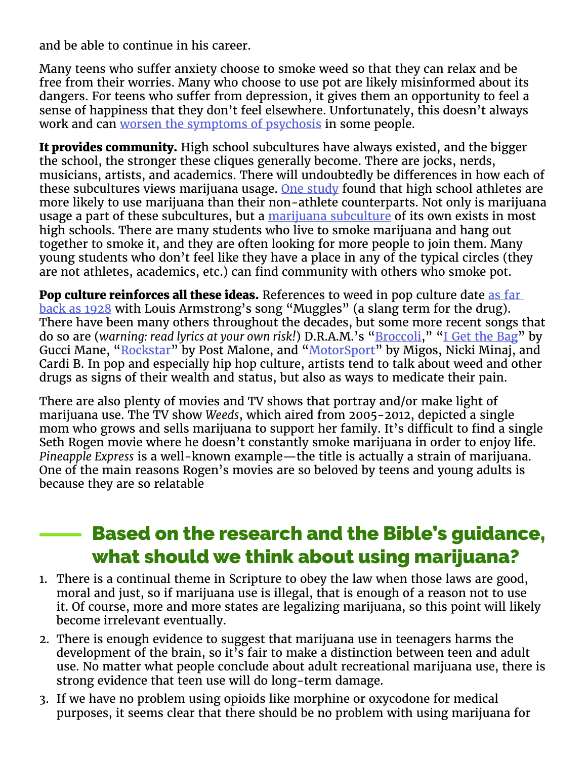and be able to continue in his career.

Many teens who suffer anxiety choose to smoke weed so that they can relax and be free from their worries. Many who choose to use pot are likely misinformed about its dangers. For teens who suffer from depression, it gives them an opportunity to feel a sense of happiness that they don't feel elsewhere. Unfortunately, this doesn't always work and can worsen the symptoms of psychosis in some people.

**It provides community.** High school subcultures have always existed, and the bigger the school, the stronger these cliques generally become. There are jocks, nerds, musicians, artists, and academics. There will undoubtedly be differences in how each of these subcultures views marijuana usage. One study found that high school athletes are more likely to use marijuana than their non-athlete counterparts. Not only is marijuana usage a part of these subcultures, but a marijuana subculture of its own exists in most high schools. There are many students who live to smoke marijuana and hang out together to smoke it, and they are often looking for more people to join them. Many young students who don't feel like they have a place in any of the typical circles (they are not athletes, academics, etc.) can find community with others who smoke pot.

**Pop culture reinforces all these ideas.** References to weed in pop culture date as far back as 1928 with Louis Armstrong's song "Muggles" (a slang term for the drug). There have been many others throughout the decades, but some more recent songs that do so are (*warning: read lyrics at your own risk!*) D.R.A.M.'s "Broccoli," "I Get the Bag" by Gucci Mane, "Rockstar" by Post Malone, and "MotorSport" by Migos, Nicki Minaj, and Cardi B. In pop and especially hip hop culture, artists tend to talk about weed and other drugs as signs of their wealth and status, but also as ways to medicate their pain.

There are also plenty of movies and TV shows that portray and/or make light of marijuana use. The TV show *Weeds*, which aired from 2005-2012, depicted a single mom who grows and sells marijuana to support her family. It's difficult to find a single Seth Rogen movie where he doesn't constantly smoke marijuana in order to enjoy life. *Pineapple Express* is a well-known example—the title is actually a strain of marijuana. One of the main reasons Rogen's movies are so beloved by teens and young adults is because they are so relatable

## Based on the research and the Bible's guidance, what should we think about using marijuana?

1. There is a continual theme in Scripture to obey the law when those laws are good, moral and just, so if marijuana use is illegal, that is enough of a reason not to use it. Of course, more and more states are legalizing marijuana, so this point will likely become irrelevant eventually.
2. There is enough evidence to suggest that marijuana use in teenagers harms the development of the brain, so it's fair to make a distinction between teen and adult use. No matter what people conclude about adult recreational marijuana use, there is strong evidence that teen use will do long-term damage.
3. If we have no problem using opioids like morphine or oxycodone for medical purposes, it seems clear that there should be no problem with using marijuana for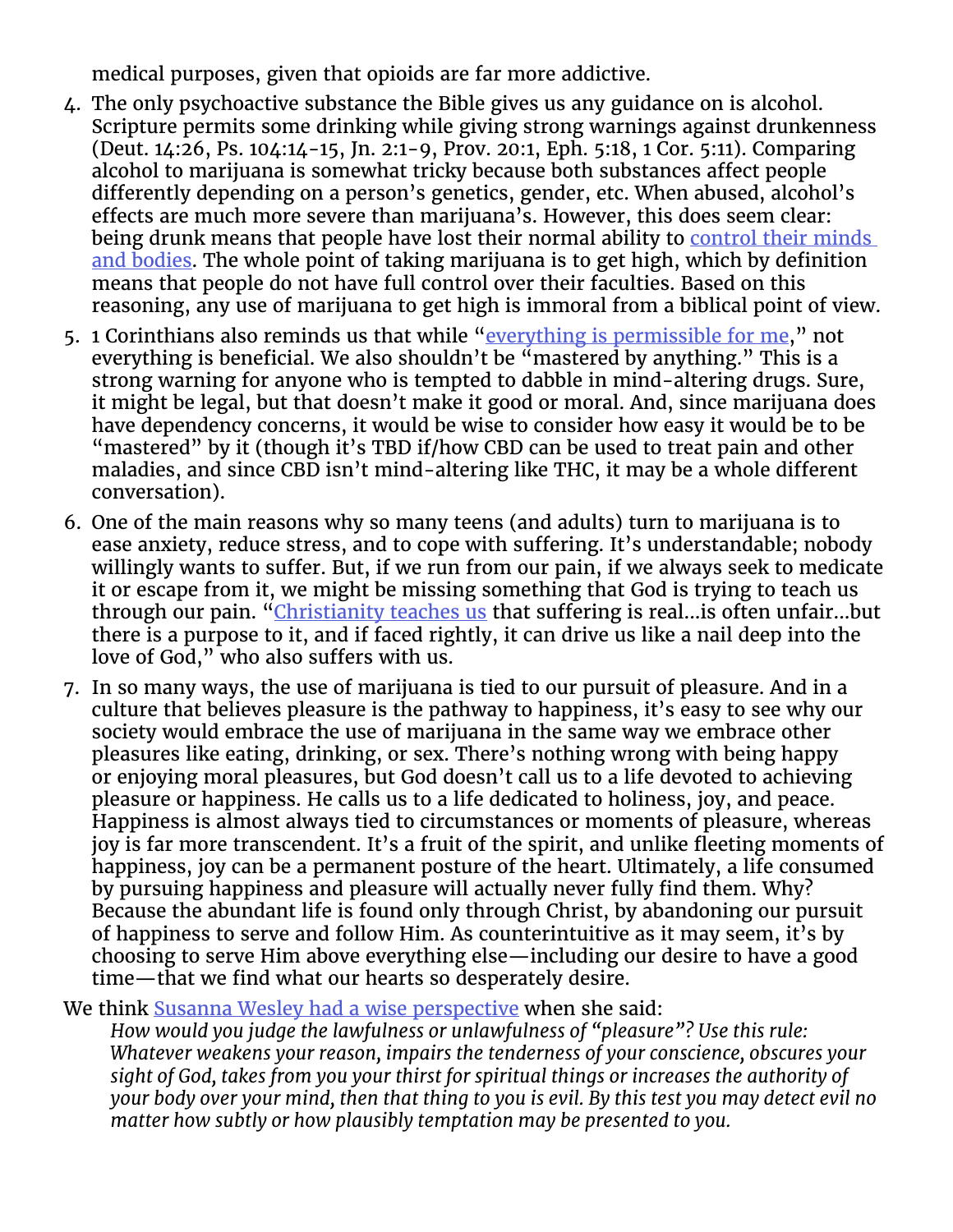medical purposes, given that opioids are far more addictive.

4. The only psychoactive substance the Bible gives us any guidance on is alcohol. Scripture permits some drinking while giving strong warnings against drunkenness (Deut. 14:26, Ps. 104:14-15, Jn. 2:1-9, Prov. 20:1, Eph. 5:18, 1 Cor. 5:11). Comparing alcohol to marijuana is somewhat tricky because both substances affect people differently depending on a person's genetics, gender, etc. When abused, alcohol's effects are much more severe than marijuana's. However, this does seem clear: being drunk means that people have lost their normal ability to control their minds and bodies. The whole point of taking marijuana is to get high, which by definition means that people do not have full control over their faculties. Based on this reasoning, any use of marijuana to get high is immoral from a biblical point of view.
5. 1 Corinthians also reminds us that while "everything is permissible for me," not everything is beneficial. We also shouldn't be "mastered by anything." This is a strong warning for anyone who is tempted to dabble in mind-altering drugs. Sure, it might be legal, but that doesn't make it good or moral. And, since marijuana does have dependency concerns, it would be wise to consider how easy it would be to be "mastered" by it (though it's TBD if/how CBD can be used to treat pain and other maladies, and since CBD isn't mind-altering like THC, it may be a whole different conversation).
6. One of the main reasons why so many teens (and adults) turn to marijuana is to ease anxiety, reduce stress, and to cope with suffering. It's understandable; nobody willingly wants to suffer. But, if we run from our pain, if we always seek to medicate it or escape from it, we might be missing something that God is trying to teach us through our pain. "Christianity teaches us that suffering is real…is often unfair…but there is a purpose to it, and if faced rightly, it can drive us like a nail deep into the love of God," who also suffers with us.
7. In so many ways, the use of marijuana is tied to our pursuit of pleasure. And in a culture that believes pleasure is the pathway to happiness, it's easy to see why our society would embrace the use of marijuana in the same way we embrace other pleasures like eating, drinking, or sex. There's nothing wrong with being happy or enjoying moral pleasures, but God doesn't call us to a life devoted to achieving pleasure or happiness. He calls us to a life dedicated to holiness, joy, and peace. Happiness is almost always tied to circumstances or moments of pleasure, whereas joy is far more transcendent. It's a fruit of the spirit, and unlike fleeting moments of happiness, joy can be a permanent posture of the heart. Ultimately, a life consumed by pursuing happiness and pleasure will actually never fully find them. Why? Because the abundant life is found only through Christ, by abandoning our pursuit of happiness to serve and follow Him. As counterintuitive as it may seem, it's by choosing to serve Him above everything else—including our desire to have a good time—that we find what our hearts so desperately desire.

We think Susanna Wesley had a wise perspective when she said:

> *How would you judge the lawfulness or unlawfulness of "pleasure"? Use this rule: Whatever weakens your reason, impairs the tenderness of your conscience, obscures your sight of God, takes from you your thirst for spiritual things or increases the authority of your body over your mind, then that thing to you is evil. By this test you may detect evil no matter how subtly or how plausibly temptation may be presented to you.*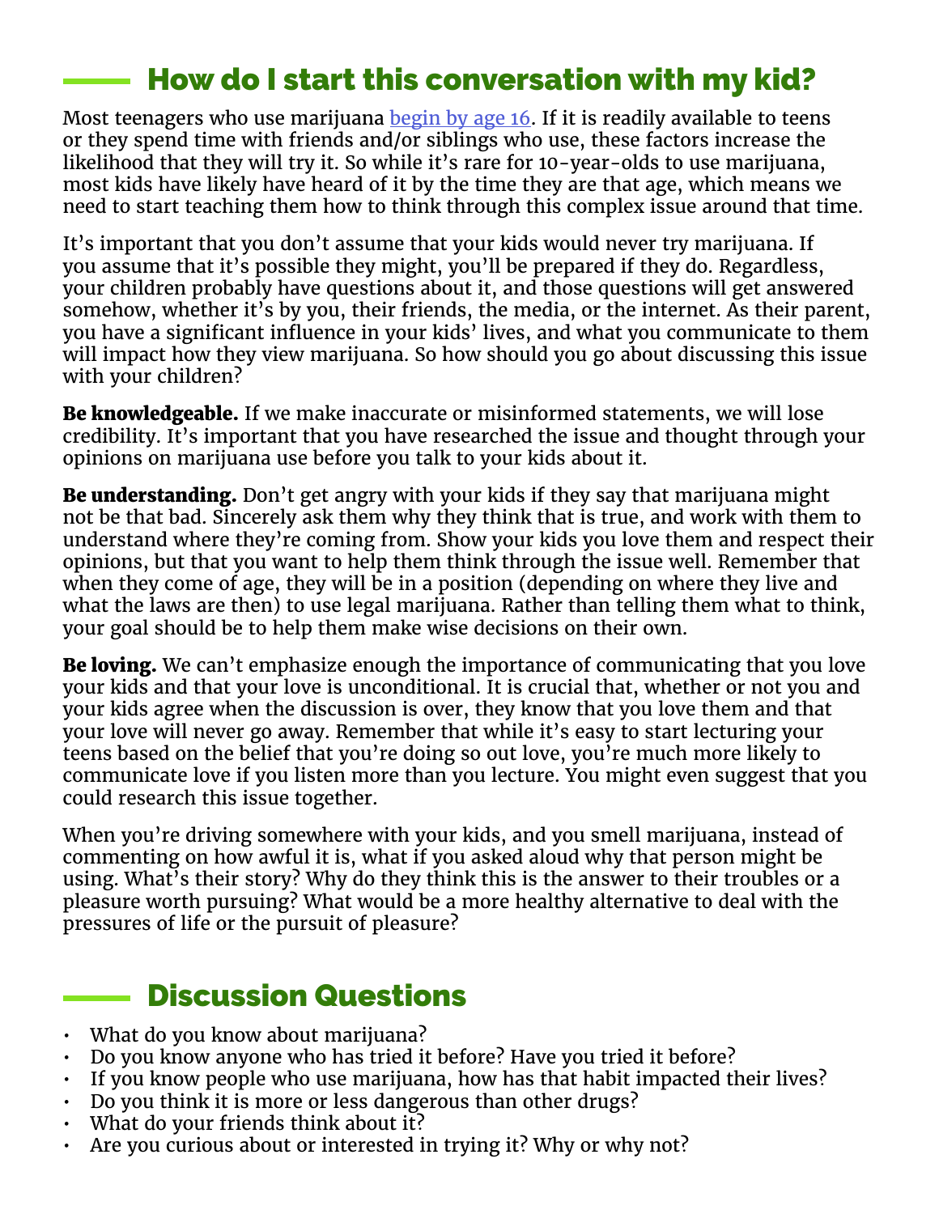## How do I start this conversation with my kid?

Most teenagers who use marijuana [begin by age 16]. If it is readily available to teens or they spend time with friends and/or siblings who use, these factors increase the likelihood that they will try it. So while it's rare for 10-year-olds to use marijuana, most kids have likely have heard of it by the time they are that age, which means we need to start teaching them how to think through this complex issue around that time.

It's important that you don't assume that your kids would never try marijuana. If you assume that it's possible they might, you'll be prepared if they do. Regardless, your children probably have questions about it, and those questions will get answered somehow, whether it's by you, their friends, the media, or the internet. As their parent, you have a significant influence in your kids' lives, and what you communicate to them will impact how they view marijuana. So how should you go about discussing this issue with your children?

**Be knowledgeable.** If we make inaccurate or misinformed statements, we will lose credibility. It's important that you have researched the issue and thought through your opinions on marijuana use before you talk to your kids about it.

**Be understanding.** Don't get angry with your kids if they say that marijuana might not be that bad. Sincerely ask them why they think that is true, and work with them to understand where they're coming from. Show your kids you love them and respect their opinions, but that you want to help them think through the issue well. Remember that when they come of age, they will be in a position (depending on where they live and what the laws are then) to use legal marijuana. Rather than telling them what to think, your goal should be to help them make wise decisions on their own.

**Be loving.** We can't emphasize enough the importance of communicating that you love your kids and that your love is unconditional. It is crucial that, whether or not you and your kids agree when the discussion is over, they know that you love them and that your love will never go away. Remember that while it's easy to start lecturing your teens based on the belief that you're doing so out love, you're much more likely to communicate love if you listen more than you lecture. You might even suggest that you could research this issue together.

When you're driving somewhere with your kids, and you smell marijuana, instead of commenting on how awful it is, what if you asked aloud why that person might be using. What's their story? Why do they think this is the answer to their troubles or a pleasure worth pursuing? What would be a more healthy alternative to deal with the pressures of life or the pursuit of pleasure?

## Discussion Questions

- What do you know about marijuana?
- Do you know anyone who has tried it before? Have you tried it before?
- If you know people who use marijuana, how has that habit impacted their lives?
- Do you think it is more or less dangerous than other drugs?
- What do your friends think about it?
- Are you curious about or interested in trying it? Why or why not?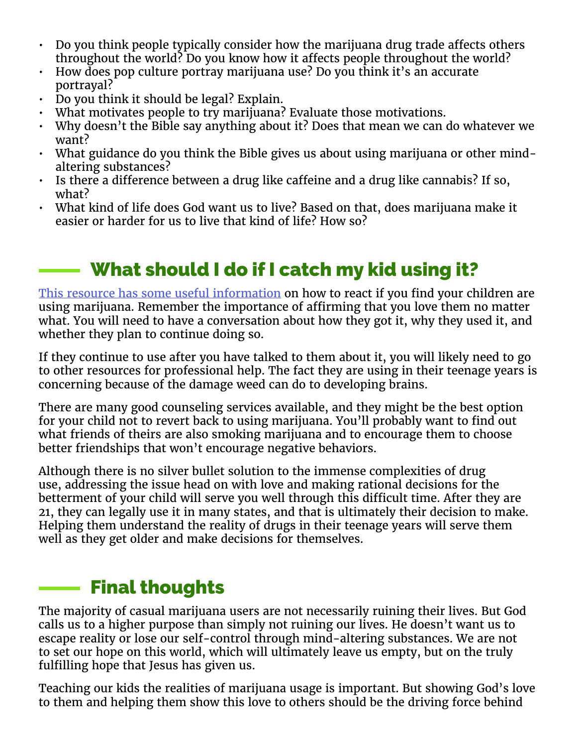- Do you think people typically consider how the marijuana drug trade affects others throughout the world? Do you know how it affects people throughout the world?
- How does pop culture portray marijuana use? Do you think it's an accurate portrayal?
- Do you think it should be legal? Explain.
- What motivates people to try marijuana? Evaluate those motivations.
- Why doesn't the Bible say anything about it? Does that mean we can do whatever we want?
- What guidance do you think the Bible gives us about using marijuana or other mind-altering substances?
- Is there a difference between a drug like caffeine and a drug like cannabis? If so, what?
- What kind of life does God want us to live? Based on that, does marijuana make it easier or harder for us to live that kind of life? How so?

## What should I do if I catch my kid using it?

This resource has some useful information on how to react if you find your children are using marijuana. Remember the importance of affirming that you love them no matter what. You will need to have a conversation about how they got it, why they used it, and whether they plan to continue doing so.

If they continue to use after you have talked to them about it, you will likely need to go to other resources for professional help. The fact they are using in their teenage years is concerning because of the damage weed can do to developing brains.

There are many good counseling services available, and they might be the best option for your child not to revert back to using marijuana. You'll probably want to find out what friends of theirs are also smoking marijuana and to encourage them to choose better friendships that won't encourage negative behaviors.

Although there is no silver bullet solution to the immense complexities of drug use, addressing the issue head on with love and making rational decisions for the betterment of your child will serve you well through this difficult time. After they are 21, they can legally use it in many states, and that is ultimately their decision to make. Helping them understand the reality of drugs in their teenage years will serve them well as they get older and make decisions for themselves.

## Final thoughts

The majority of casual marijuana users are not necessarily ruining their lives. But God calls us to a higher purpose than simply not ruining our lives. He doesn't want us to escape reality or lose our self-control through mind-altering substances. We are not to set our hope on this world, which will ultimately leave us empty, but on the truly fulfilling hope that Jesus has given us.

Teaching our kids the realities of marijuana usage is important. But showing God's love to them and helping them show this love to others should be the driving force behind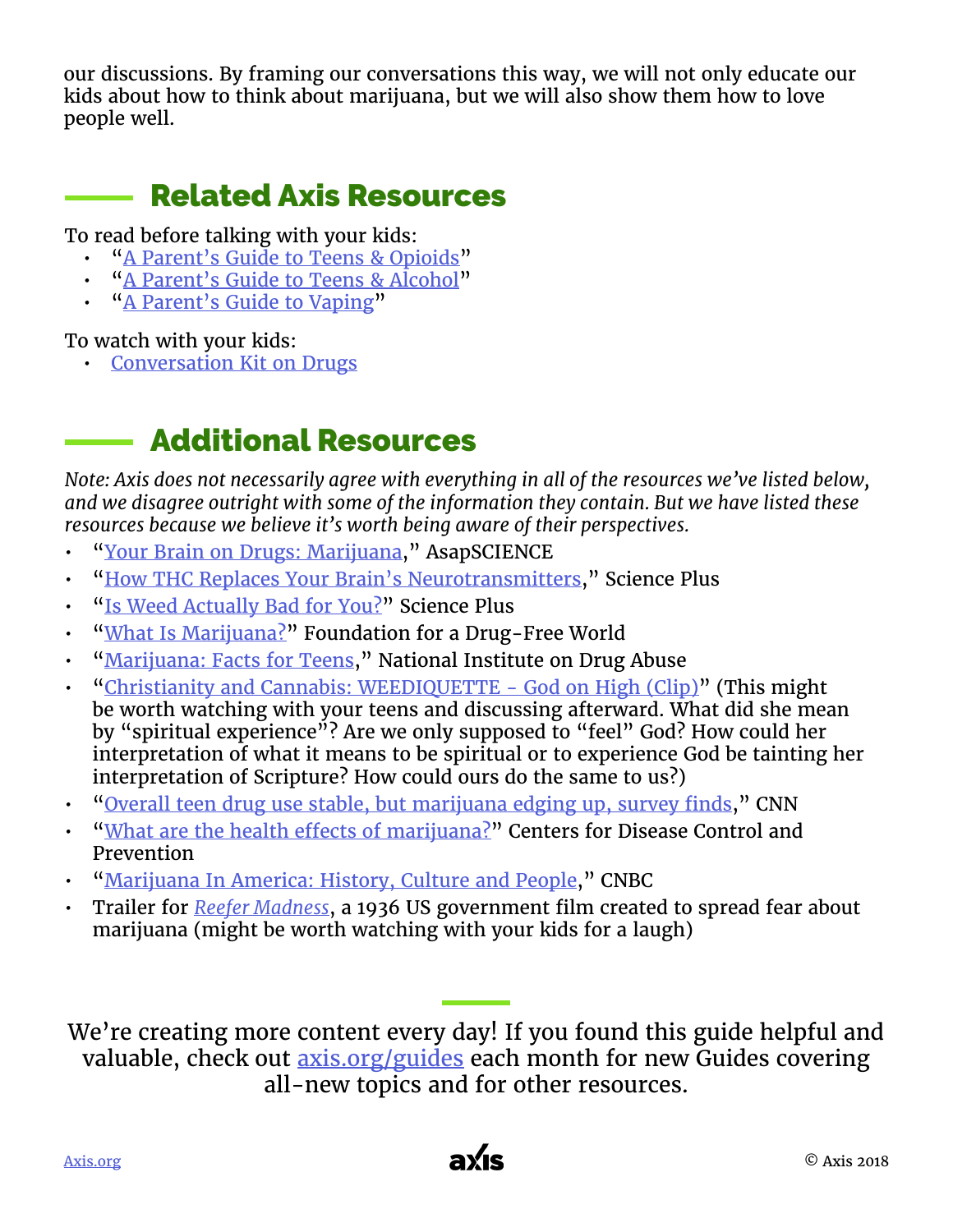our discussions. By framing our conversations this way, we will not only educate our kids about how to think about marijuana, but we will also show them how to love people well.

## Related Axis Resources

To read before talking with your kids:

- "A Parent's Guide to Teens & Opioids"
- "A Parent's Guide to Teens & Alcohol"
- "A Parent's Guide to Vaping"

To watch with your kids:

- Conversation Kit on Drugs

## Additional Resources

*Note: Axis does not necessarily agree with everything in all of the resources we've listed below, and we disagree outright with some of the information they contain. But we have listed these resources because we believe it's worth being aware of their perspectives.*

- "Your Brain on Drugs: Marijuana," AsapSCIENCE
- "How THC Replaces Your Brain's Neurotransmitters," Science Plus
- "Is Weed Actually Bad for You?" Science Plus
- "What Is Marijuana?" Foundation for a Drug-Free World
- "Marijuana: Facts for Teens," National Institute on Drug Abuse
- "Christianity and Cannabis: WEEDIQUETTE - God on High (Clip)" (This might be worth watching with your teens and discussing afterward. What did she mean by "spiritual experience"? Are we only supposed to "feel" God? How could her interpretation of what it means to be spiritual or to experience God be tainting her interpretation of Scripture? How could ours do the same to us?)
- "Overall teen drug use stable, but marijuana edging up, survey finds," CNN
- "What are the health effects of marijuana?" Centers for Disease Control and Prevention
- "Marijuana In America: History, Culture and People," CNBC
- Trailer for *Reefer Madness*, a 1936 US government film created to spread fear about marijuana (might be worth watching with your kids for a laugh)

We're creating more content every day! If you found this guide helpful and valuable, check out axis.org/guides each month for new Guides covering all-new topics and for other resources.

Axis.org

axis

© Axis 2018